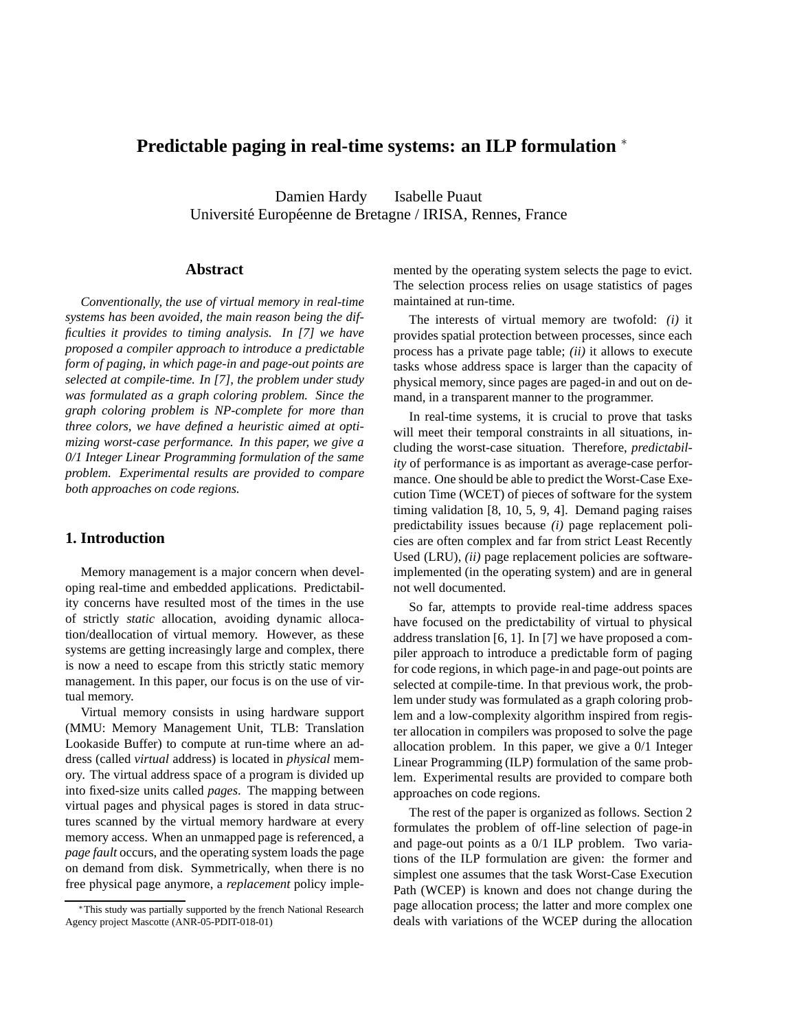# Predictable paging in real-time systems: an ILP formulation *

Damien Hardy Isabelle Puaut
Université Européenne de Bretagne / IRISA, Rennes, France

## Abstract

*Conventionally, the use of virtual memory in real-time systems has been avoided, the main reason being the difficulties it provides to timing analysis. In [7] we have proposed a compiler approach to introduce a predictable form of paging, in which page-in and page-out points are selected at compile-time. In [7], the problem under study was formulated as a graph coloring problem. Since the graph coloring problem is NP-complete for more than three colors, we have defined a heuristic aimed at optimizing worst-case performance. In this paper, we give a 0/1 Integer Linear Programming formulation of the same problem. Experimental results are provided to compare both approaches on code regions.*

## 1. Introduction

Memory management is a major concern when developing real-time and embedded applications. Predictability concerns have resulted most of the times in the use of strictly *static* allocation, avoiding dynamic allocation/deallocation of virtual memory. However, as these systems are getting increasingly large and complex, there is now a need to escape from this strictly static memory management. In this paper, our focus is on the use of virtual memory.

Virtual memory consists in using hardware support (MMU: Memory Management Unit, TLB: Translation Lookaside Buffer) to compute at run-time where an address (called *virtual* address) is located in *physical* memory. The virtual address space of a program is divided up into fixed-size units called *pages*. The mapping between virtual pages and physical pages is stored in data structures scanned by the virtual memory hardware at every memory access. When an unmapped page is referenced, a *page fault* occurs, and the operating system loads the page on demand from disk. Symmetrically, when there is no free physical page anymore, a *replacement* policy implemented by the operating system selects the page to evict. The selection process relies on usage statistics of pages maintained at run-time.

The interests of virtual memory are twofold: *(i)* it provides spatial protection between processes, since each process has a private page table; *(ii)* it allows to execute tasks whose address space is larger than the capacity of physical memory, since pages are paged-in and out on demand, in a transparent manner to the programmer.

In real-time systems, it is crucial to prove that tasks will meet their temporal constraints in all situations, including the worst-case situation. Therefore, *predictability* of performance is as important as average-case performance. One should be able to predict the Worst-Case Execution Time (WCET) of pieces of software for the system timing validation [8, 10, 5, 9, 4]. Demand paging raises predictability issues because *(i)* page replacement policies are often complex and far from strict Least Recently Used (LRU), *(ii)* page replacement policies are software-implemented (in the operating system) and are in general not well documented.

So far, attempts to provide real-time address spaces have focused on the predictability of virtual to physical address translation [6, 1]. In [7] we have proposed a compiler approach to introduce a predictable form of paging for code regions, in which page-in and page-out points are selected at compile-time. In that previous work, the problem under study was formulated as a graph coloring problem and a low-complexity algorithm inspired from register allocation in compilers was proposed to solve the page allocation problem. In this paper, we give a 0/1 Integer Linear Programming (ILP) formulation of the same problem. Experimental results are provided to compare both approaches on code regions.

The rest of the paper is organized as follows. Section 2 formulates the problem of off-line selection of page-in and page-out points as a 0/1 ILP problem. Two variations of the ILP formulation are given: the former and simplest one assumes that the task Worst-Case Execution Path (WCEP) is known and does not change during the page allocation process; the latter and more complex one deals with variations of the WCEP during the allocation

*This study was partially supported by the french National Research Agency project Mascotte (ANR-05-PDIT-018-01)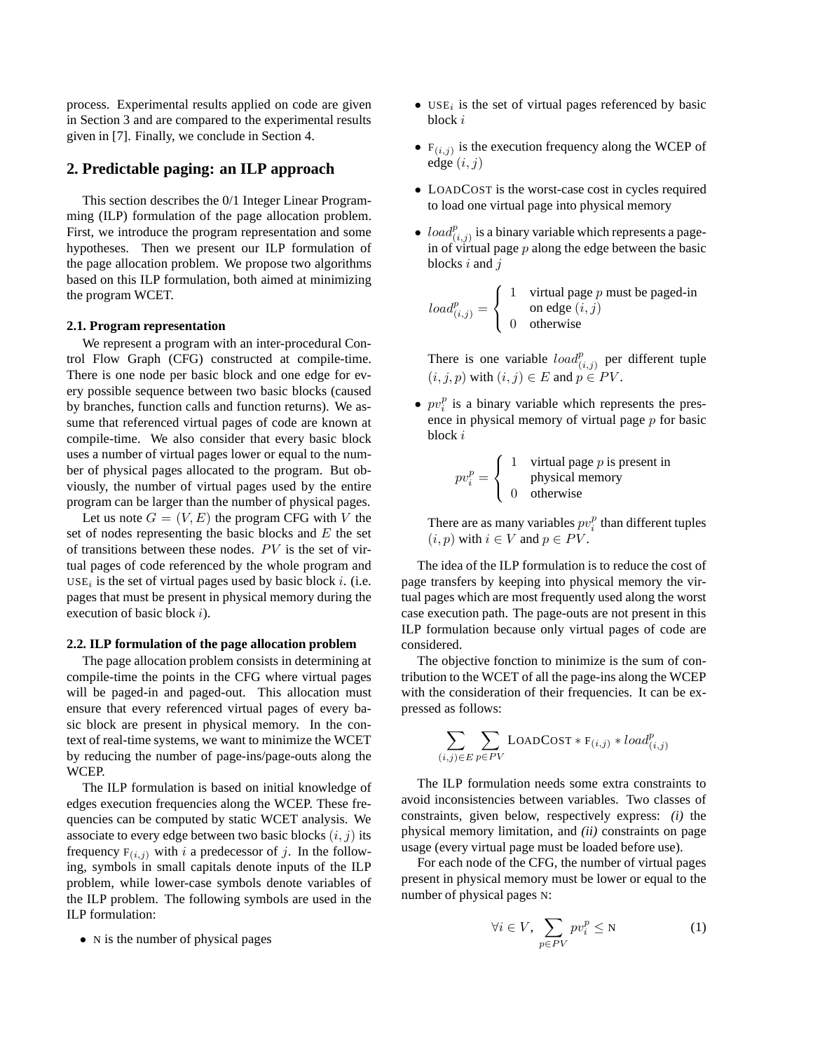process. Experimental results applied on code are given in Section 3 and are compared to the experimental results given in [7]. Finally, we conclude in Section 4.

## 2. Predictable paging: an ILP approach

This section describes the 0/1 Integer Linear Programming (ILP) formulation of the page allocation problem. First, we introduce the program representation and some hypotheses. Then we present our ILP formulation of the page allocation problem. We propose two algorithms based on this ILP formulation, both aimed at minimizing the program WCET.

### 2.1. Program representation

We represent a program with an inter-procedural Control Flow Graph (CFG) constructed at compile-time. There is one node per basic block and one edge for every possible sequence between two basic blocks (caused by branches, function calls and function returns). We assume that referenced virtual pages of code are known at compile-time. We also consider that every basic block uses a number of virtual pages lower or equal to the number of physical pages allocated to the program. But obviously, the number of virtual pages used by the entire program can be larger than the number of physical pages.

Let us note $G = (V, E)$ the program CFG with $V$ the set of nodes representing the basic blocks and $E$ the set of transitions between these nodes. $PV$ is the set of virtual pages of code referenced by the whole program and $\text{USE}_i$ is the set of virtual pages used by basic block $i$. (i.e. pages that must be present in physical memory during the execution of basic block $i$).

### 2.2. ILP formulation of the page allocation problem

The page allocation problem consists in determining at compile-time the points in the CFG where virtual pages will be paged-in and paged-out. This allocation must ensure that every referenced virtual pages of every basic block are present in physical memory. In the context of real-time systems, we want to minimize the WCET by reducing the number of page-ins/page-outs along the WCEP.

The ILP formulation is based on initial knowledge of edges execution frequencies along the WCEP. These frequencies can be computed by static WCET analysis. We associate to every edge between two basic blocks $(i, j)$ its frequency $\text{F}_{(i,j)}$ with $i$ a predecessor of $j$. In the following, symbols in small capitals denote inputs of the ILP problem, while lower-case symbols denote variables of the ILP problem. The following symbols are used in the ILP formulation:

- $\text{N}$ is the number of physical pages
- $\text{USE}_i$ is the set of virtual pages referenced by basic block $i$
- $\text{F}_{(i,j)}$ is the execution frequency along the WCEP of edge $(i, j)$
- $\text{LOADCOST}$ is the worst-case cost in cycles required to load one virtual page into physical memory
- $load^p_{(i,j)}$ is a binary variable which represents a page-in of virtual page $p$ along the edge between the basic blocks $i$ and $j$

  $$load^p_{(i,j)} = \begin{cases} 1 & \text{virtual page } p \text{ must be paged-in} \\ & \text{on edge } (i,j) \\ 0 & \text{otherwise} \end{cases}$$

  There is one variable $load^p_{(i,j)}$ per different tuple $(i, j, p)$ with $(i, j) \in E$ and $p \in PV$.

- $pv^p_i$ is a binary variable which represents the presence in physical memory of virtual page $p$ for basic block $i$

  $$pv^p_i = \begin{cases} 1 & \text{virtual page } p \text{ is present in} \\ & \text{physical memory} \\ 0 & \text{otherwise} \end{cases}$$

  There are as many variables $pv^p_i$ than different tuples $(i, p)$ with $i \in V$ and $p \in PV$.

The idea of the ILP formulation is to reduce the cost of page transfers by keeping into physical memory the virtual pages which are most frequently used along the worst case execution path. The page-outs are not present in this ILP formulation because only virtual pages of code are considered.

The objective fonction to minimize is the sum of contribution to the WCET of all the page-ins along the WCEP with the consideration of their frequencies. It can be expressed as follows:

$$\sum_{(i,j)\in E} \sum_{p \in PV} \text{LOADCOST} * \text{F}_{(i,j)} * load^p_{(i,j)}$$

The ILP formulation needs some extra constraints to avoid inconsistencies between variables. Two classes of constraints, given below, respectively express: ***(i)*** the physical memory limitation, and ***(ii)*** constraints on page usage (every virtual page must be loaded before use).

For each node of the CFG, the number of virtual pages present in physical memory must be lower or equal to the number of physical pages $\text{N}$:

$$\forall i \in V, \; \sum_{p \in PV} pv^p_i \leq \text{N} \tag{1}$$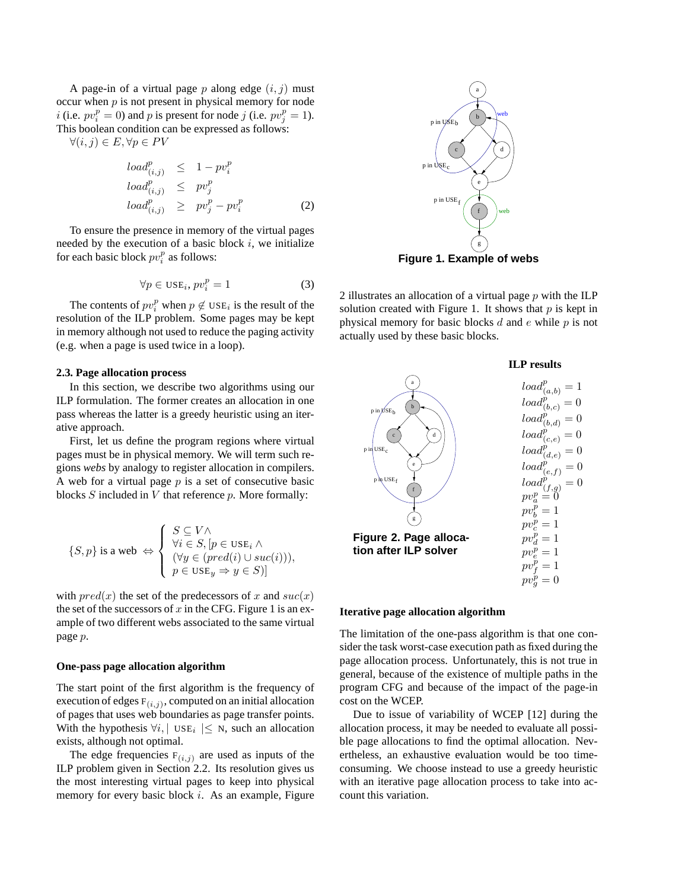A page-in of a virtual page $p$ along edge $(i, j)$ must occur when $p$ is not present in physical memory for node $i$ (i.e. $pv_i^p = 0$) and $p$ is present for node $j$ (i.e. $pv_j^p = 1$). This boolean condition can be expressed as follows:

$\forall (i, j) \in E, \forall p \in PV$

$$
\begin{aligned}
load_{(i,j)}^p &\leq 1 - pv_i^p \\
load_{(i,j)}^p &\leq pv_j^p \\
load_{(i,j)}^p &\geq pv_j^p - pv_i^p
\end{aligned}
\tag{2}
$$

To ensure the presence in memory of the virtual pages needed by the execution of a basic block $i$, we initialize for each basic block $pv_i^p$ as follows:

$$\forall p \in \text{USE}_i, pv_i^p = 1 \tag{3}$$

The contents of $pv_i^p$ when $p \notin \text{USE}_i$ is the result of the resolution of the ILP problem. Some pages may be kept in memory although not used to reduce the paging activity (e.g. when a page is used twice in a loop).

### 2.3. Page allocation process

In this section, we describe two algorithms using our ILP formulation. The former creates an allocation in one pass whereas the latter is a greedy heuristic using an iterative approach.

First, let us define the program regions where virtual pages must be in physical memory. We will term such regions *webs* by analogy to register allocation in compilers. A web for a virtual page $p$ is a set of consecutive basic blocks $S$ included in $V$ that reference $p$. More formally:

$$
\{S, p\} \text{ is a web } \Leftrightarrow \left\{
\begin{array}{l}
S \subseteq V \wedge \\
\forall i \in S, [p \in \text{USE}_i \wedge \\
(\forall y \in (pred(i) \cup suc(i))), \\
p \in \text{USE}_y \Rightarrow y \in S)]
\end{array}
\right.
$$

with $pred(x)$ the set of the predecessors of $x$ and $suc(x)$ the set of the successors of $x$ in the CFG. Figure 1 is an example of two different webs associated to the same virtual page $p$.

Figure 1. Example of webs

#### One-pass page allocation algorithm

The start point of the first algorithm is the frequency of execution of edges $\text{F}_{(i,j)}$, computed on an initial allocation of pages that uses web boundaries as page transfer points. With the hypothesis $\forall i, |\ \text{USE}_i\ | \leq \text{N}$, such an allocation exists, although not optimal.

The edge frequencies $\text{F}_{(i,j)}$ are used as inputs of the ILP problem given in Section 2.2. Its resolution gives us the most interesting virtual pages to keep into physical memory for every basic block $i$. As an example, Figure 2 illustrates an allocation of a virtual page $p$ with the ILP solution created with Figure 1. It shows that $p$ is kept in physical memory for basic blocks $d$ and $e$ while $p$ is not actually used by these basic blocks.

Figure 2. Page allocation after ILP solver

**ILP results**

$load_{(a,b)}^p = 1$
$load_{(b,c)}^p = 0$
$load_{(b,d)}^p = 0$
$load_{(c,e)}^p = 0$
$load_{(d,e)}^p = 0$
$load_{(e,f)}^p = 0$
$load_{(f,g)}^p = 0$
$pv_a^p = 0$
$pv_b^p = 1$
$pv_c^p = 1$
$pv_d^p = 1$
$pv_e^p = 1$
$pv_f^p = 1$
$pv_g^p = 0$

#### Iterative page allocation algorithm

The limitation of the one-pass algorithm is that one consider the task worst-case execution path as fixed during the page allocation process. Unfortunately, this is not true in general, because of the existence of multiple paths in the program CFG and because of the impact of the page-in cost on the WCEP.

Due to issue of variability of WCEP [12] during the allocation process, it may be needed to evaluate all possible page allocations to find the optimal allocation. Nevertheless, an exhaustive evaluation would be too time-consuming. We choose instead to use a greedy heuristic with an iterative page allocation process to take into account this variation.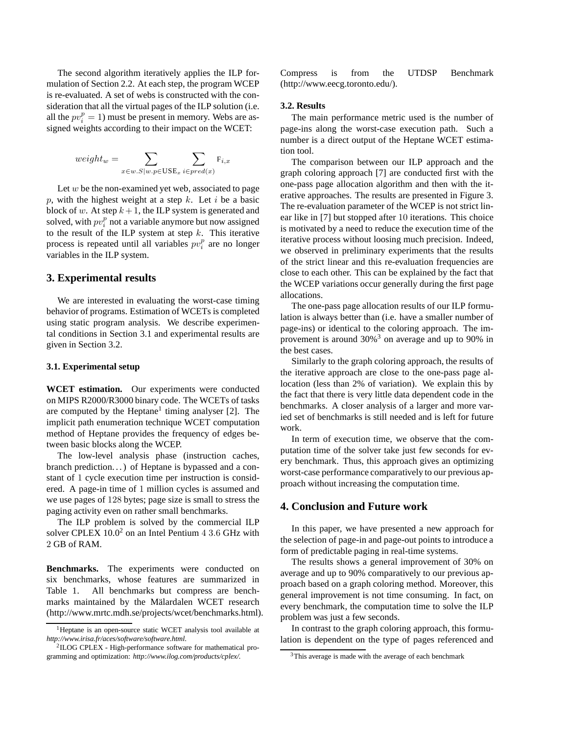The second algorithm iteratively applies the ILP formulation of Section 2.2. At each step, the program WCEP is re-evaluated. A set of webs is constructed with the consideration that all the virtual pages of the ILP solution (i.e. all the $pv_i^p = 1$) must be present in memory. Webs are assigned weights according to their impact on the WCET:

$$weight_w = \sum_{x \in w.S | w.p \in \text{USE}_x} \sum_{i \in pred(x)} \text{F}_{i,x}$$

Let $w$ be the non-examined yet web, associated to page $p$, with the highest weight at a step $k$. Let $i$ be a basic block of $w$. At step $k+1$, the ILP system is generated and solved, with $pv_i^p$ not a variable anymore but now assigned to the result of the ILP system at step $k$. This iterative process is repeated until all variables $pv_i^p$ are no longer variables in the ILP system.

## 3. Experimental results

We are interested in evaluating the worst-case timing behavior of programs. Estimation of WCETs is completed using static program analysis. We describe experimental conditions in Section 3.1 and experimental results are given in Section 3.2.

### 3.1. Experimental setup

**WCET estimation.** Our experiments were conducted on MIPS R2000/R3000 binary code. The WCETs of tasks are computed by the Heptane[1] timing analyser [2]. The implicit path enumeration technique WCET computation method of Heptane provides the frequency of edges between basic blocks along the WCEP.

The low-level analysis phase (instruction caches, branch prediction...) of Heptane is bypassed and a constant of 1 cycle execution time per instruction is considered. A page-in time of 1 million cycles is assumed and we use pages of 128 bytes; page size is small to stress the paging activity even on rather small benchmarks.

The ILP problem is solved by the commercial ILP solver CPLEX 10.0[2] on an Intel Pentium 4 3.6 GHz with 2 GB of RAM.

**Benchmarks.** The experiments were conducted on six benchmarks, whose features are summarized in Table 1. All benchmarks but compress are benchmarks maintained by the Mälardalen WCET research (http://www.mrtc.mdh.se/projects/wcet/benchmarks.html). Compress is from the UTDSP Benchmark (http://www.eecg.toronto.edu/).

### 3.2. Results

The main performance metric used is the number of page-ins along the worst-case execution path. Such a number is a direct output of the Heptane WCET estimation tool.

The comparison between our ILP approach and the graph coloring approach [7] are conducted first with the one-pass page allocation algorithm and then with the iterative approaches. The results are presented in Figure 3. The re-evaluation parameter of the WCEP is not strict linear like in [7] but stopped after 10 iterations. This choice is motivated by a need to reduce the execution time of the iterative process without loosing much precision. Indeed, we observed in preliminary experiments that the results of the strict linear and this re-evaluation frequencies are close to each other. This can be explained by the fact that the WCEP variations occur generally during the first page allocations.

The one-pass page allocation results of our ILP formulation is always better than (i.e. have a smaller number of page-ins) or identical to the coloring approach. The improvement is around 30%[3] on average and up to 90% in the best cases.

Similarly to the graph coloring approach, the results of the iterative approach are close to the one-pass page allocation (less than 2% of variation). We explain this by the fact that there is very little data dependent code in the benchmarks. A closer analysis of a larger and more varied set of benchmarks is still needed and is left for future work.

In term of execution time, we observe that the computation time of the solver take just few seconds for every benchmark. Thus, this approach gives an optimizing worst-case performance comparatively to our previous approach without increasing the computation time.

## 4. Conclusion and Future work

In this paper, we have presented a new approach for the selection of page-in and page-out points to introduce a form of predictable paging in real-time systems.

The results shows a general improvement of 30% on average and up to 90% comparatively to our previous approach based on a graph coloring method. Moreover, this general improvement is not time consuming. In fact, on every benchmark, the computation time to solve the ILP problem was just a few seconds.

In contrast to the graph coloring approach, this formulation is dependent on the type of pages referenced and

[1] Heptane is an open-source static WCET analysis tool available at *http://www.irisa.fr/aces/software/software.html*.

[2] ILOG CPLEX - High-performance software for mathematical programming and optimization: *http://www.ilog.com/products/cplex/*.

[3] This average is made with the average of each benchmark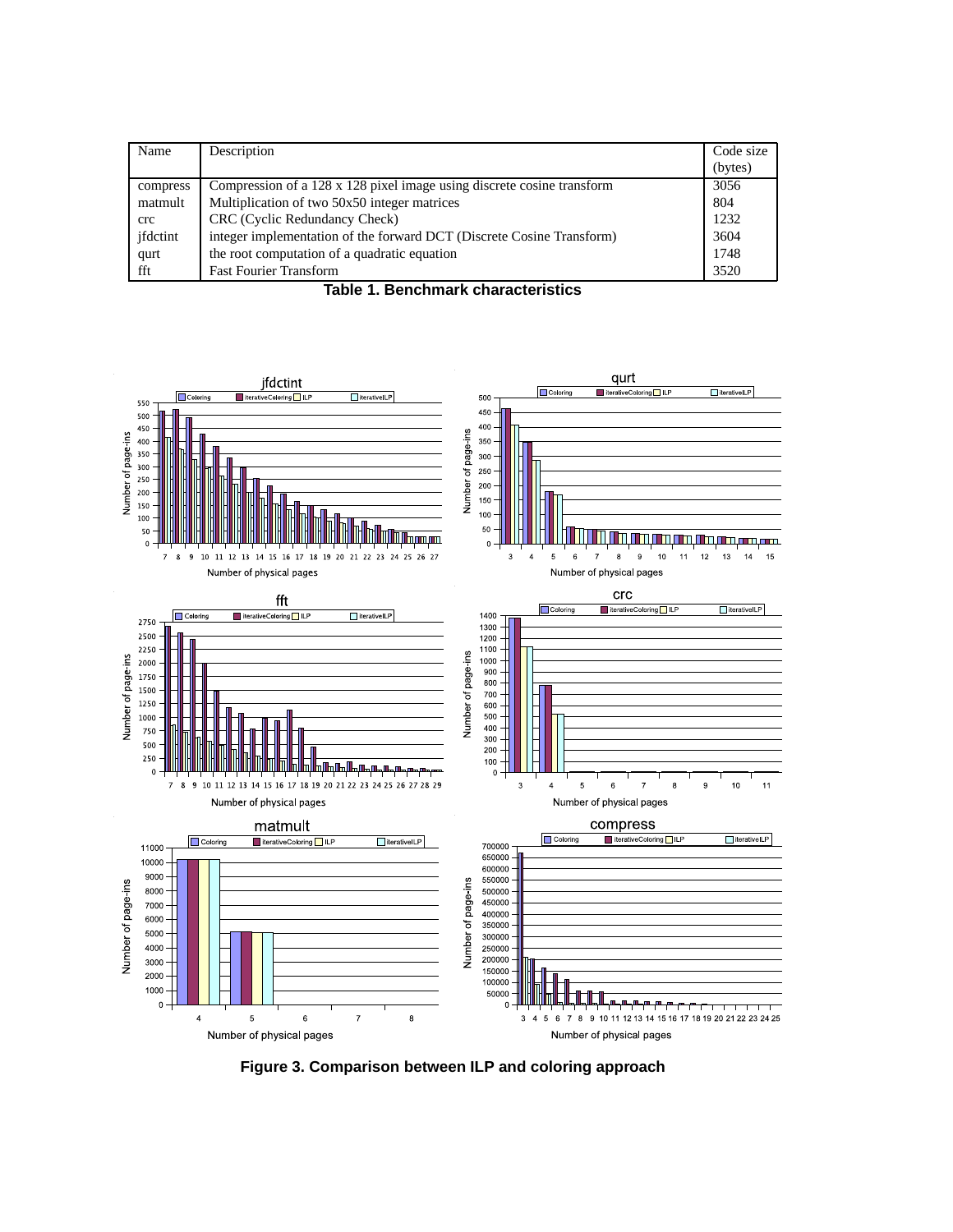| Name | Description | Code size (bytes) |
|---|---|---|
| compress | Compression of a 128 x 128 pixel image using discrete cosine transform | 3056 |
| matmult | Multiplication of two 50x50 integer matrices | 804 |
| crc | CRC (Cyclic Redundancy Check) | 1232 |
| jfdctint | integer implementation of the forward DCT (Discrete Cosine Transform) | 3604 |
| qurt | the root computation of a quadratic equation | 1748 |
| fft | Fast Fourier Transform | 3520 |

**Table 1. Benchmark characteristics**

**Figure 3. Comparison between ILP and coloring approach**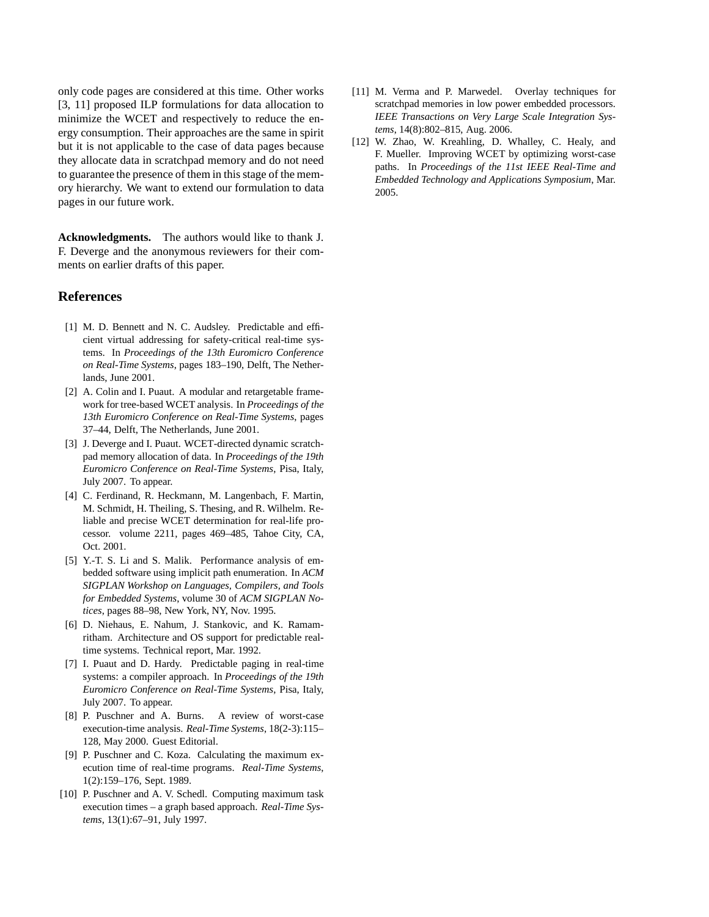only code pages are considered at this time. Other works [3, 11] proposed ILP formulations for data allocation to minimize the WCET and respectively to reduce the energy consumption. Their approaches are the same in spirit but it is not applicable to the case of data pages because they allocate data in scratchpad memory and do not need to guarantee the presence of them in this stage of the memory hierarchy. We want to extend our formulation to data pages in our future work.

**Acknowledgments.** The authors would like to thank J. F. Deverge and the anonymous reviewers for their comments on earlier drafts of this paper.

## References

[1] M. D. Bennett and N. C. Audsley. Predictable and efficient virtual addressing for safety-critical real-time systems. In *Proceedings of the 13th Euromicro Conference on Real-Time Systems*, pages 183–190, Delft, The Netherlands, June 2001.

[2] A. Colin and I. Puaut. A modular and retargetable framework for tree-based WCET analysis. In *Proceedings of the 13th Euromicro Conference on Real-Time Systems*, pages 37–44, Delft, The Netherlands, June 2001.

[3] J. Deverge and I. Puaut. WCET-directed dynamic scratchpad memory allocation of data. In *Proceedings of the 19th Euromicro Conference on Real-Time Systems*, Pisa, Italy, July 2007. To appear.

[4] C. Ferdinand, R. Heckmann, M. Langenbach, F. Martin, M. Schmidt, H. Theiling, S. Thesing, and R. Wilhelm. Reliable and precise WCET determination for real-life processor. volume 2211, pages 469–485, Tahoe City, CA, Oct. 2001.

[5] Y.-T. S. Li and S. Malik. Performance analysis of embedded software using implicit path enumeration. In *ACM SIGPLAN Workshop on Languages, Compilers, and Tools for Embedded Systems*, volume 30 of *ACM SIGPLAN Notices*, pages 88–98, New York, NY, Nov. 1995.

[6] D. Niehaus, E. Nahum, J. Stankovic, and K. Ramamritham. Architecture and OS support for predictable real-time systems. Technical report, Mar. 1992.

[7] I. Puaut and D. Hardy. Predictable paging in real-time systems: a compiler approach. In *Proceedings of the 19th Euromicro Conference on Real-Time Systems*, Pisa, Italy, July 2007. To appear.

[8] P. Puschner and A. Burns. A review of worst-case execution-time analysis. *Real-Time Systems*, 18(2-3):115–128, May 2000. Guest Editorial.

[9] P. Puschner and C. Koza. Calculating the maximum execution time of real-time programs. *Real-Time Systems*, 1(2):159–176, Sept. 1989.

[10] P. Puschner and A. V. Schedl. Computing maximum task execution times – a graph based approach. *Real-Time Systems*, 13(1):67–91, July 1997.

[11] M. Verma and P. Marwedel. Overlay techniques for scratchpad memories in low power embedded processors. *IEEE Transactions on Very Large Scale Integration Systems*, 14(8):802–815, Aug. 2006.

[12] W. Zhao, W. Kreahling, D. Whalley, C. Healy, and F. Mueller. Improving WCET by optimizing worst-case paths. In *Proceedings of the 11st IEEE Real-Time and Embedded Technology and Applications Symposium*, Mar. 2005.